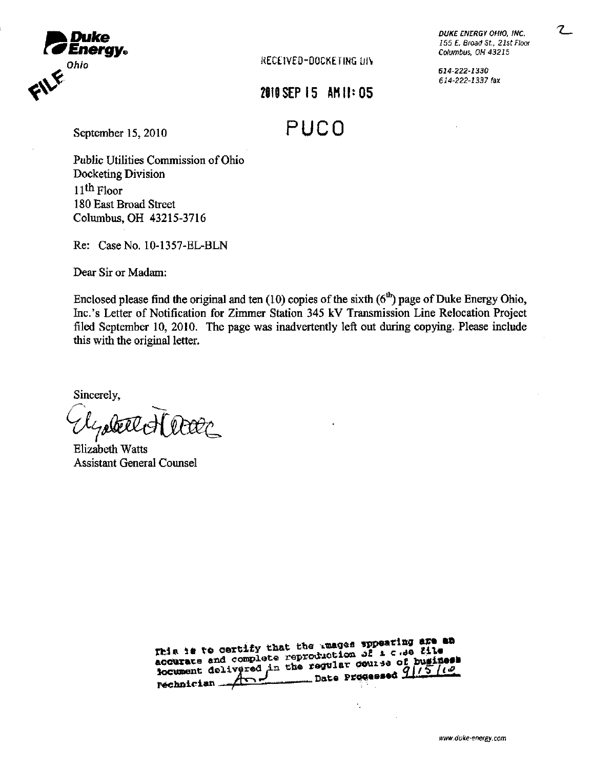Duke Energy. Ohio

FILE

RECEIVED-DOCKETING DIV

2010 SEP 15 AM 11:05

PUCO

DUKE ENERGY OHIO, INC.
155 E. Broad St., 21st Floor
Columbus, OH 43215

614-222-1330
614-222-1337 fax

September 15, 2010

Public Utilities Commission of Ohio
Docketing Division
11th Floor
180 East Broad Street
Columbus, OH 43215-3716

Re: Case No. 10-1357-EL-BLN

Dear Sir or Madam:

Enclosed please find the original and ten (10) copies of the sixth (6th) page of Duke Energy Ohio, Inc.'s Letter of Notification for Zimmer Station 345 kV Transmission Line Relocation Project filed September 10, 2010. The page was inadvertently left out during copying. Please include this with the original letter.

Sincerely,

Elizabeth Watts
Assistant General Counsel

This is to certify that the images appearing are an accurate and complete reproduction of a case file document delivered in the regular course of business Technician ____ Date Processed 9/15/10

www.duke-energy.com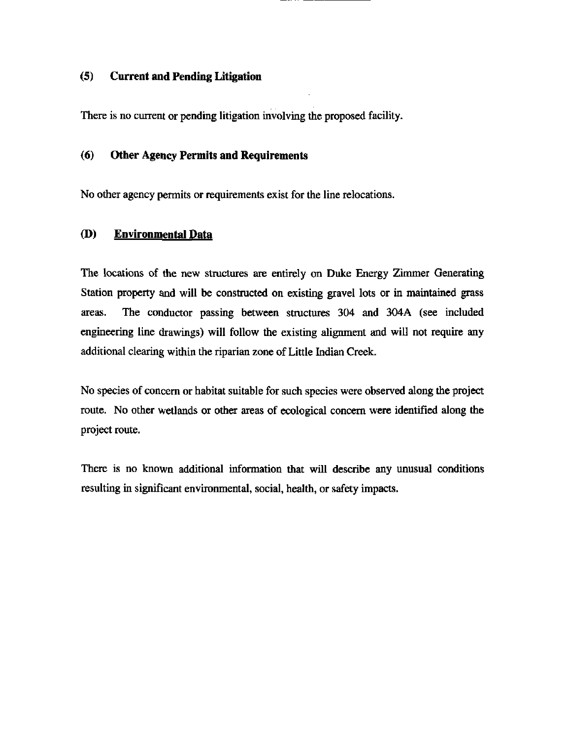### (5) Current and Pending Litigation

There is no current or pending litigation involving the proposed facility.

### (6) Other Agency Permits and Requirements

No other agency permits or requirements exist for the line relocations.

## (D) Environmental Data

The locations of the new structures are entirely on Duke Energy Zimmer Generating Station property and will be constructed on existing gravel lots or in maintained grass areas. The conductor passing between structures 304 and 304A (see included engineering line drawings) will follow the existing alignment and will not require any additional clearing within the riparian zone of Little Indian Creek.

No species of concern or habitat suitable for such species were observed along the project route. No other wetlands or other areas of ecological concern were identified along the project route.

There is no known additional information that will describe any unusual conditions resulting in significant environmental, social, health, or safety impacts.